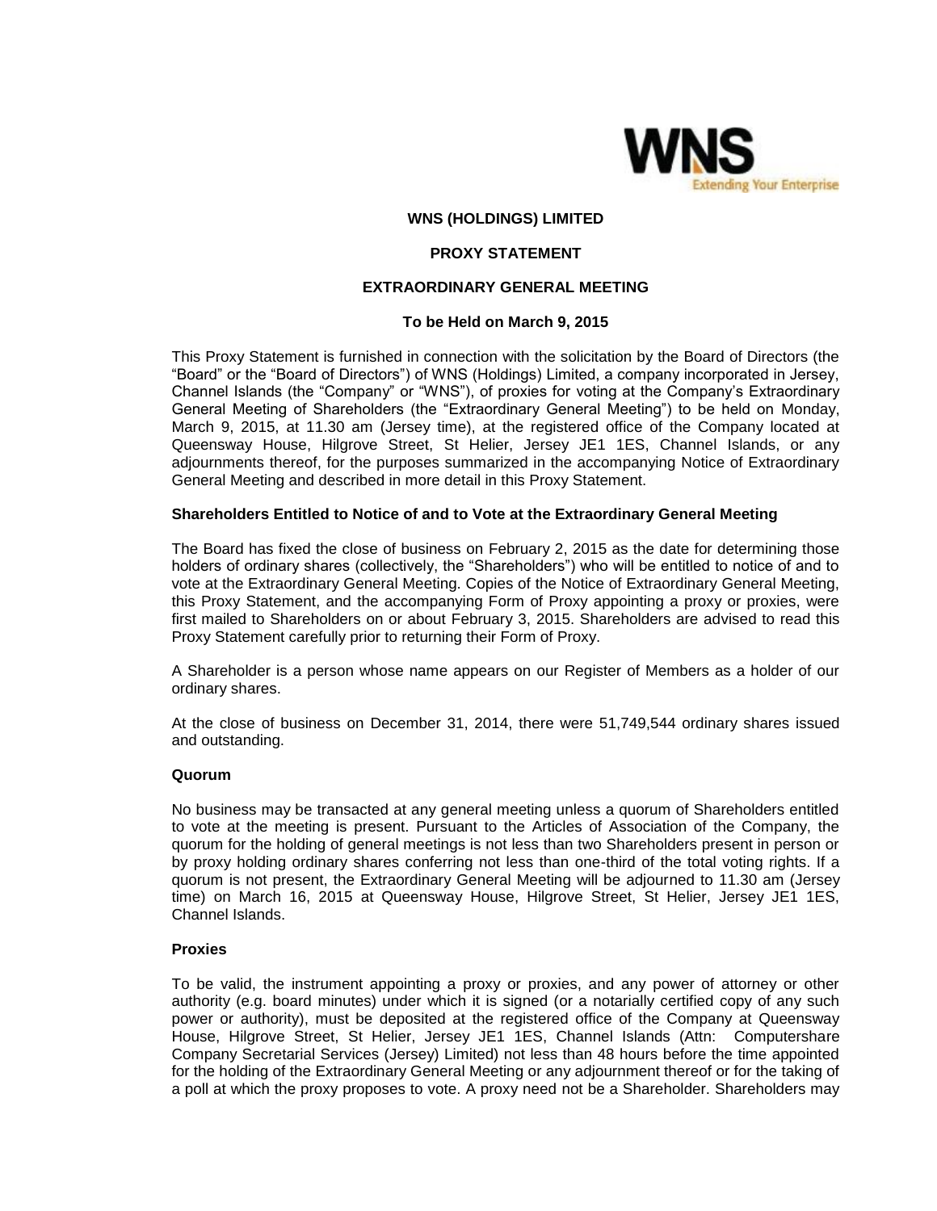**WNS (HOLDINGS) LIMITED**

**PROXY STATEMENT**

**EXTRAORDINARY GENERAL MEETING**

**To be Held on March 9, 2015**

This Proxy Statement is furnished in connection with the solicitation by the Board of Directors (the "Board" or the "Board of Directors") of WNS (Holdings) Limited, a company incorporated in Jersey, Channel Islands (the "Company" or "WNS"), of proxies for voting at the Company's Extraordinary General Meeting of Shareholders (the "Extraordinary General Meeting") to be held on Monday, March 9, 2015, at 11.30 am (Jersey time), at the registered office of the Company located at Queensway House, Hilgrove Street, St Helier, Jersey JE1 1ES, Channel Islands, or any adjournments thereof, for the purposes summarized in the accompanying Notice of Extraordinary General Meeting and described in more detail in this Proxy Statement.

**Shareholders Entitled to Notice of and to Vote at the Extraordinary General Meeting**

The Board has fixed the close of business on February 2, 2015 as the date for determining those holders of ordinary shares (collectively, the "Shareholders") who will be entitled to notice of and to vote at the Extraordinary General Meeting. Copies of the Notice of Extraordinary General Meeting, this Proxy Statement, and the accompanying Form of Proxy appointing a proxy or proxies, were first mailed to Shareholders on or about February 3, 2015. Shareholders are advised to read this Proxy Statement carefully prior to returning their Form of Proxy.

A Shareholder is a person whose name appears on our Register of Members as a holder of our ordinary shares.

At the close of business on December 31, 2014, there were 51,749,544 ordinary shares issued and outstanding.

**Quorum**

No business may be transacted at any general meeting unless a quorum of Shareholders entitled to vote at the meeting is present. Pursuant to the Articles of Association of the Company, the quorum for the holding of general meetings is not less than two Shareholders present in person or by proxy holding ordinary shares conferring not less than one-third of the total voting rights. If a quorum is not present, the Extraordinary General Meeting will be adjourned to 11.30 am (Jersey time) on March 16, 2015 at Queensway House, Hilgrove Street, St Helier, Jersey JE1 1ES, Channel Islands.

**Proxies**

To be valid, the instrument appointing a proxy or proxies, and any power of attorney or other authority (e.g. board minutes) under which it is signed (or a notarially certified copy of any such power or authority), must be deposited at the registered office of the Company at Queensway House, Hilgrove Street, St Helier, Jersey JE1 1ES, Channel Islands (Attn: Computershare Company Secretarial Services (Jersey) Limited) not less than 48 hours before the time appointed for the holding of the Extraordinary General Meeting or any adjournment thereof or for the taking of a poll at which the proxy proposes to vote. A proxy need not be a Shareholder. Shareholders may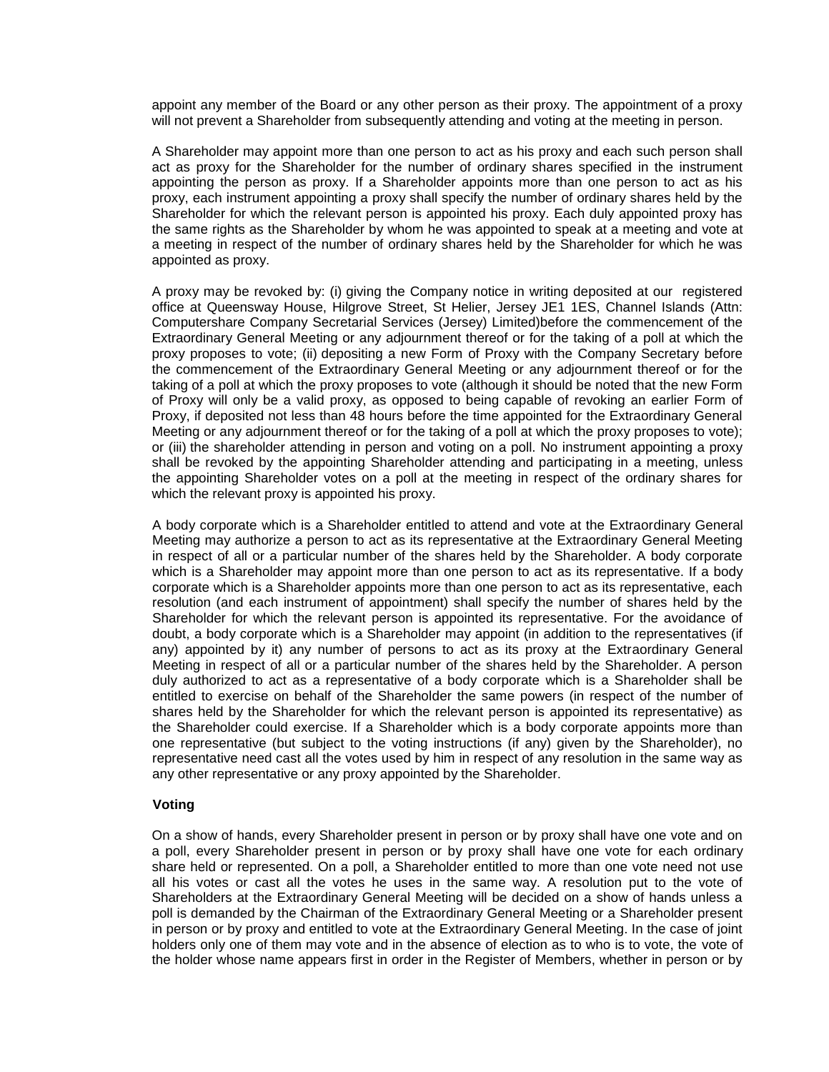appoint any member of the Board or any other person as their proxy. The appointment of a proxy will not prevent a Shareholder from subsequently attending and voting at the meeting in person.

A Shareholder may appoint more than one person to act as his proxy and each such person shall act as proxy for the Shareholder for the number of ordinary shares specified in the instrument appointing the person as proxy. If a Shareholder appoints more than one person to act as his proxy, each instrument appointing a proxy shall specify the number of ordinary shares held by the Shareholder for which the relevant person is appointed his proxy. Each duly appointed proxy has the same rights as the Shareholder by whom he was appointed to speak at a meeting and vote at a meeting in respect of the number of ordinary shares held by the Shareholder for which he was appointed as proxy.

A proxy may be revoked by: (i) giving the Company notice in writing deposited at our registered office at Queensway House, Hilgrove Street, St Helier, Jersey JE1 1ES, Channel Islands (Attn: Computershare Company Secretarial Services (Jersey) Limited)before the commencement of the Extraordinary General Meeting or any adjournment thereof or for the taking of a poll at which the proxy proposes to vote; (ii) depositing a new Form of Proxy with the Company Secretary before the commencement of the Extraordinary General Meeting or any adjournment thereof or for the taking of a poll at which the proxy proposes to vote (although it should be noted that the new Form of Proxy will only be a valid proxy, as opposed to being capable of revoking an earlier Form of Proxy, if deposited not less than 48 hours before the time appointed for the Extraordinary General Meeting or any adjournment thereof or for the taking of a poll at which the proxy proposes to vote); or (iii) the shareholder attending in person and voting on a poll. No instrument appointing a proxy shall be revoked by the appointing Shareholder attending and participating in a meeting, unless the appointing Shareholder votes on a poll at the meeting in respect of the ordinary shares for which the relevant proxy is appointed his proxy.

A body corporate which is a Shareholder entitled to attend and vote at the Extraordinary General Meeting may authorize a person to act as its representative at the Extraordinary General Meeting in respect of all or a particular number of the shares held by the Shareholder. A body corporate which is a Shareholder may appoint more than one person to act as its representative. If a body corporate which is a Shareholder appoints more than one person to act as its representative, each resolution (and each instrument of appointment) shall specify the number of shares held by the Shareholder for which the relevant person is appointed its representative. For the avoidance of doubt, a body corporate which is a Shareholder may appoint (in addition to the representatives (if any) appointed by it) any number of persons to act as its proxy at the Extraordinary General Meeting in respect of all or a particular number of the shares held by the Shareholder. A person duly authorized to act as a representative of a body corporate which is a Shareholder shall be entitled to exercise on behalf of the Shareholder the same powers (in respect of the number of shares held by the Shareholder for which the relevant person is appointed its representative) as the Shareholder could exercise. If a Shareholder which is a body corporate appoints more than one representative (but subject to the voting instructions (if any) given by the Shareholder), no representative need cast all the votes used by him in respect of any resolution in the same way as any other representative or any proxy appointed by the Shareholder.

**Voting**

On a show of hands, every Shareholder present in person or by proxy shall have one vote and on a poll, every Shareholder present in person or by proxy shall have one vote for each ordinary share held or represented. On a poll, a Shareholder entitled to more than one vote need not use all his votes or cast all the votes he uses in the same way. A resolution put to the vote of Shareholders at the Extraordinary General Meeting will be decided on a show of hands unless a poll is demanded by the Chairman of the Extraordinary General Meeting or a Shareholder present in person or by proxy and entitled to vote at the Extraordinary General Meeting. In the case of joint holders only one of them may vote and in the absence of election as to who is to vote, the vote of the holder whose name appears first in order in the Register of Members, whether in person or by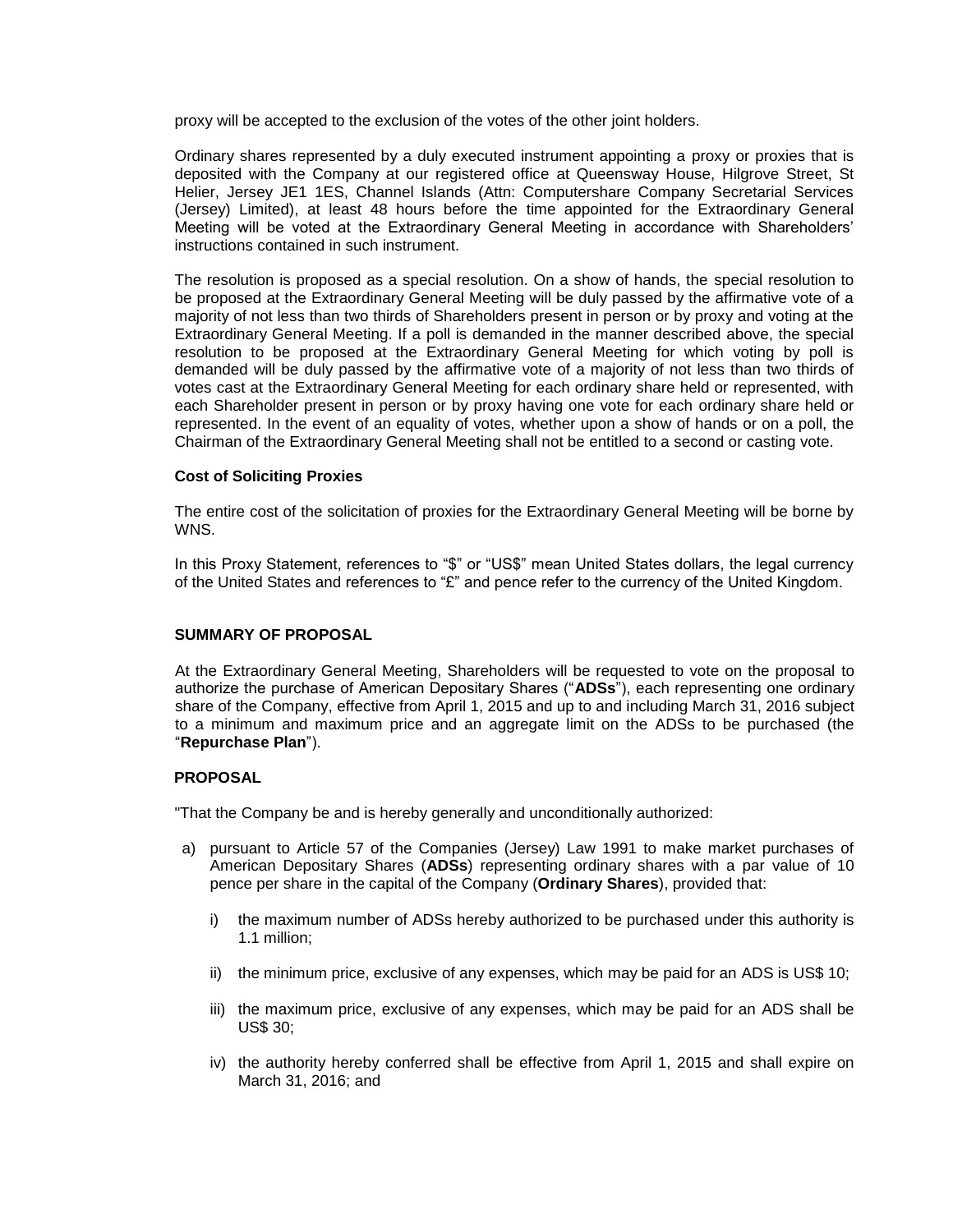proxy will be accepted to the exclusion of the votes of the other joint holders.

Ordinary shares represented by a duly executed instrument appointing a proxy or proxies that is deposited with the Company at our registered office at Queensway House, Hilgrove Street, St Helier, Jersey JE1 1ES, Channel Islands (Attn: Computershare Company Secretarial Services (Jersey) Limited), at least 48 hours before the time appointed for the Extraordinary General Meeting will be voted at the Extraordinary General Meeting in accordance with Shareholders' instructions contained in such instrument.

The resolution is proposed as a special resolution. On a show of hands, the special resolution to be proposed at the Extraordinary General Meeting will be duly passed by the affirmative vote of a majority of not less than two thirds of Shareholders present in person or by proxy and voting at the Extraordinary General Meeting. If a poll is demanded in the manner described above, the special resolution to be proposed at the Extraordinary General Meeting for which voting by poll is demanded will be duly passed by the affirmative vote of a majority of not less than two thirds of votes cast at the Extraordinary General Meeting for each ordinary share held or represented, with each Shareholder present in person or by proxy having one vote for each ordinary share held or represented. In the event of an equality of votes, whether upon a show of hands or on a poll, the Chairman of the Extraordinary General Meeting shall not be entitled to a second or casting vote.

**Cost of Soliciting Proxies**

The entire cost of the solicitation of proxies for the Extraordinary General Meeting will be borne by WNS.

In this Proxy Statement, references to "$" or "US$" mean United States dollars, the legal currency of the United States and references to "£" and pence refer to the currency of the United Kingdom.

**SUMMARY OF PROPOSAL**

At the Extraordinary General Meeting, Shareholders will be requested to vote on the proposal to authorize the purchase of American Depositary Shares ("**ADSs**"), each representing one ordinary share of the Company, effective from April 1, 2015 and up to and including March 31, 2016 subject to a minimum and maximum price and an aggregate limit on the ADSs to be purchased (the "**Repurchase Plan**").

**PROPOSAL**

"That the Company be and is hereby generally and unconditionally authorized:

a) pursuant to Article 57 of the Companies (Jersey) Law 1991 to make market purchases of American Depositary Shares (**ADSs**) representing ordinary shares with a par value of 10 pence per share in the capital of the Company (**Ordinary Shares**), provided that:

   i) the maximum number of ADSs hereby authorized to be purchased under this authority is 1.1 million;

   ii) the minimum price, exclusive of any expenses, which may be paid for an ADS is US$ 10;

   iii) the maximum price, exclusive of any expenses, which may be paid for an ADS shall be US$ 30;

   iv) the authority hereby conferred shall be effective from April 1, 2015 and shall expire on March 31, 2016; and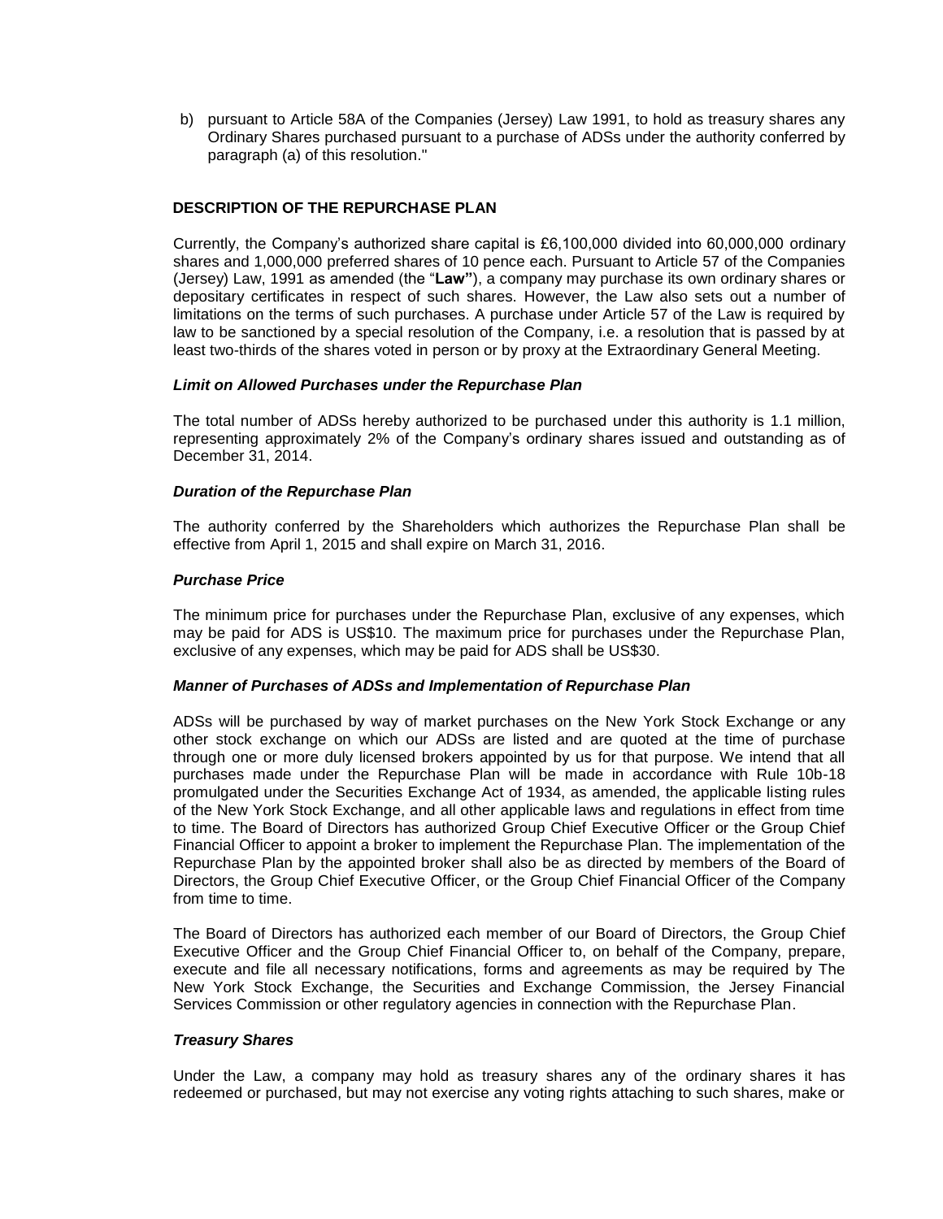b) pursuant to Article 58A of the Companies (Jersey) Law 1991, to hold as treasury shares any Ordinary Shares purchased pursuant to a purchase of ADSs under the authority conferred by paragraph (a) of this resolution."

**DESCRIPTION OF THE REPURCHASE PLAN**

Currently, the Company's authorized share capital is £6,100,000 divided into 60,000,000 ordinary shares and 1,000,000 preferred shares of 10 pence each. Pursuant to Article 57 of the Companies (Jersey) Law, 1991 as amended (the "**Law**"), a company may purchase its own ordinary shares or depositary certificates in respect of such shares. However, the Law also sets out a number of limitations on the terms of such purchases. A purchase under Article 57 of the Law is required by law to be sanctioned by a special resolution of the Company, i.e. a resolution that is passed by at least two-thirds of the shares voted in person or by proxy at the Extraordinary General Meeting.

***Limit on Allowed Purchases under the Repurchase Plan***

The total number of ADSs hereby authorized to be purchased under this authority is 1.1 million, representing approximately 2% of the Company's ordinary shares issued and outstanding as of December 31, 2014.

***Duration of the Repurchase Plan***

The authority conferred by the Shareholders which authorizes the Repurchase Plan shall be effective from April 1, 2015 and shall expire on March 31, 2016.

***Purchase Price***

The minimum price for purchases under the Repurchase Plan, exclusive of any expenses, which may be paid for ADS is US$10. The maximum price for purchases under the Repurchase Plan, exclusive of any expenses, which may be paid for ADS shall be US$30.

***Manner of Purchases of ADSs and Implementation of Repurchase Plan***

ADSs will be purchased by way of market purchases on the New York Stock Exchange or any other stock exchange on which our ADSs are listed and are quoted at the time of purchase through one or more duly licensed brokers appointed by us for that purpose. We intend that all purchases made under the Repurchase Plan will be made in accordance with Rule 10b-18 promulgated under the Securities Exchange Act of 1934, as amended, the applicable listing rules of the New York Stock Exchange, and all other applicable laws and regulations in effect from time to time. The Board of Directors has authorized Group Chief Executive Officer or the Group Chief Financial Officer to appoint a broker to implement the Repurchase Plan. The implementation of the Repurchase Plan by the appointed broker shall also be as directed by members of the Board of Directors, the Group Chief Executive Officer, or the Group Chief Financial Officer of the Company from time to time.

The Board of Directors has authorized each member of our Board of Directors, the Group Chief Executive Officer and the Group Chief Financial Officer to, on behalf of the Company, prepare, execute and file all necessary notifications, forms and agreements as may be required by The New York Stock Exchange, the Securities and Exchange Commission, the Jersey Financial Services Commission or other regulatory agencies in connection with the Repurchase Plan.

***Treasury Shares***

Under the Law, a company may hold as treasury shares any of the ordinary shares it has redeemed or purchased, but may not exercise any voting rights attaching to such shares, make or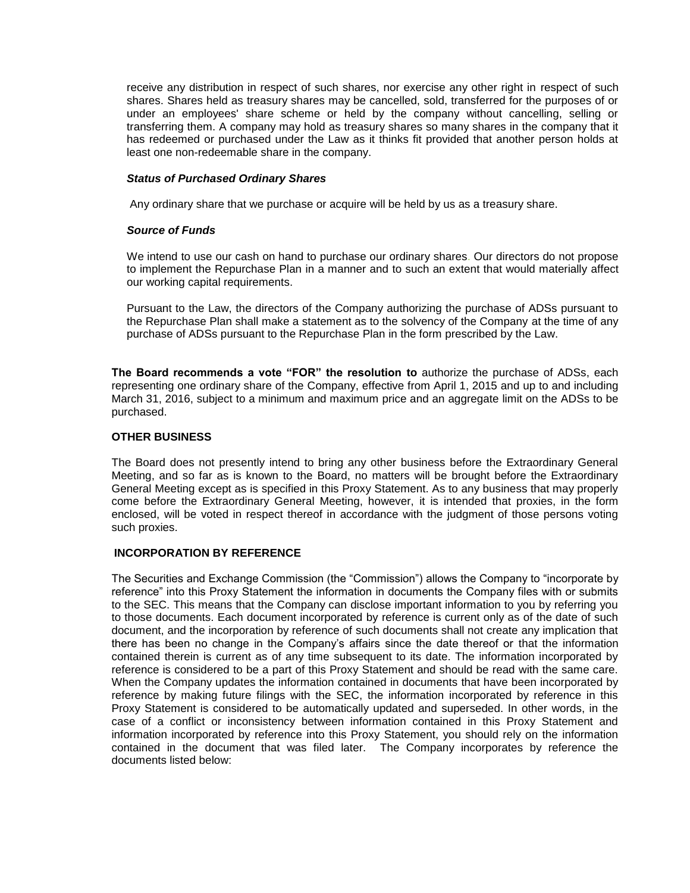receive any distribution in respect of such shares, nor exercise any other right in respect of such shares. Shares held as treasury shares may be cancelled, sold, transferred for the purposes of or under an employees' share scheme or held by the company without cancelling, selling or transferring them. A company may hold as treasury shares so many shares in the company that it has redeemed or purchased under the Law as it thinks fit provided that another person holds at least one non-redeemable share in the company.

***Status of Purchased Ordinary Shares***

Any ordinary share that we purchase or acquire will be held by us as a treasury share.

***Source of Funds***

We intend to use our cash on hand to purchase our ordinary shares. Our directors do not propose to implement the Repurchase Plan in a manner and to such an extent that would materially affect our working capital requirements.

Pursuant to the Law, the directors of the Company authorizing the purchase of ADSs pursuant to the Repurchase Plan shall make a statement as to the solvency of the Company at the time of any purchase of ADSs pursuant to the Repurchase Plan in the form prescribed by the Law.

**The Board recommends a vote "FOR" the resolution to** authorize the purchase of ADSs, each representing one ordinary share of the Company, effective from April 1, 2015 and up to and including March 31, 2016, subject to a minimum and maximum price and an aggregate limit on the ADSs to be purchased.

**OTHER BUSINESS**

The Board does not presently intend to bring any other business before the Extraordinary General Meeting, and so far as is known to the Board, no matters will be brought before the Extraordinary General Meeting except as is specified in this Proxy Statement. As to any business that may properly come before the Extraordinary General Meeting, however, it is intended that proxies, in the form enclosed, will be voted in respect thereof in accordance with the judgment of those persons voting such proxies.

**INCORPORATION BY REFERENCE**

The Securities and Exchange Commission (the "Commission") allows the Company to "incorporate by reference" into this Proxy Statement the information in documents the Company files with or submits to the SEC. This means that the Company can disclose important information to you by referring you to those documents. Each document incorporated by reference is current only as of the date of such document, and the incorporation by reference of such documents shall not create any implication that there has been no change in the Company's affairs since the date thereof or that the information contained therein is current as of any time subsequent to its date. The information incorporated by reference is considered to be a part of this Proxy Statement and should be read with the same care. When the Company updates the information contained in documents that have been incorporated by reference by making future filings with the SEC, the information incorporated by reference in this Proxy Statement is considered to be automatically updated and superseded. In other words, in the case of a conflict or inconsistency between information contained in this Proxy Statement and information incorporated by reference into this Proxy Statement, you should rely on the information contained in the document that was filed later. The Company incorporates by reference the documents listed below: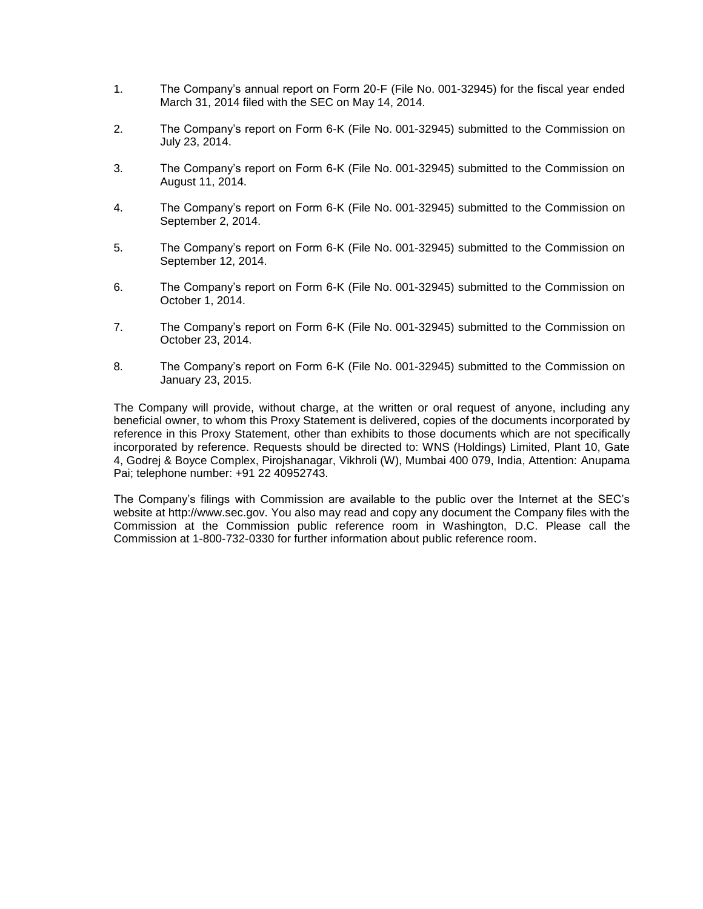1. The Company's annual report on Form 20-F (File No. 001-32945) for the fiscal year ended March 31, 2014 filed with the SEC on May 14, 2014.

2. The Company's report on Form 6-K (File No. 001-32945) submitted to the Commission on July 23, 2014.

3. The Company's report on Form 6-K (File No. 001-32945) submitted to the Commission on August 11, 2014.

4. The Company's report on Form 6-K (File No. 001-32945) submitted to the Commission on September 2, 2014.

5. The Company's report on Form 6-K (File No. 001-32945) submitted to the Commission on September 12, 2014.

6. The Company's report on Form 6-K (File No. 001-32945) submitted to the Commission on October 1, 2014.

7. The Company's report on Form 6-K (File No. 001-32945) submitted to the Commission on October 23, 2014.

8. The Company's report on Form 6-K (File No. 001-32945) submitted to the Commission on January 23, 2015.

The Company will provide, without charge, at the written or oral request of anyone, including any beneficial owner, to whom this Proxy Statement is delivered, copies of the documents incorporated by reference in this Proxy Statement, other than exhibits to those documents which are not specifically incorporated by reference. Requests should be directed to: WNS (Holdings) Limited, Plant 10, Gate 4, Godrej & Boyce Complex, Pirojshanagar, Vikhroli (W), Mumbai 400 079, India, Attention: Anupama Pai; telephone number: +91 22 40952743.

The Company's filings with Commission are available to the public over the Internet at the SEC's website at http://www.sec.gov. You also may read and copy any document the Company files with the Commission at the Commission public reference room in Washington, D.C. Please call the Commission at 1-800-732-0330 for further information about public reference room.